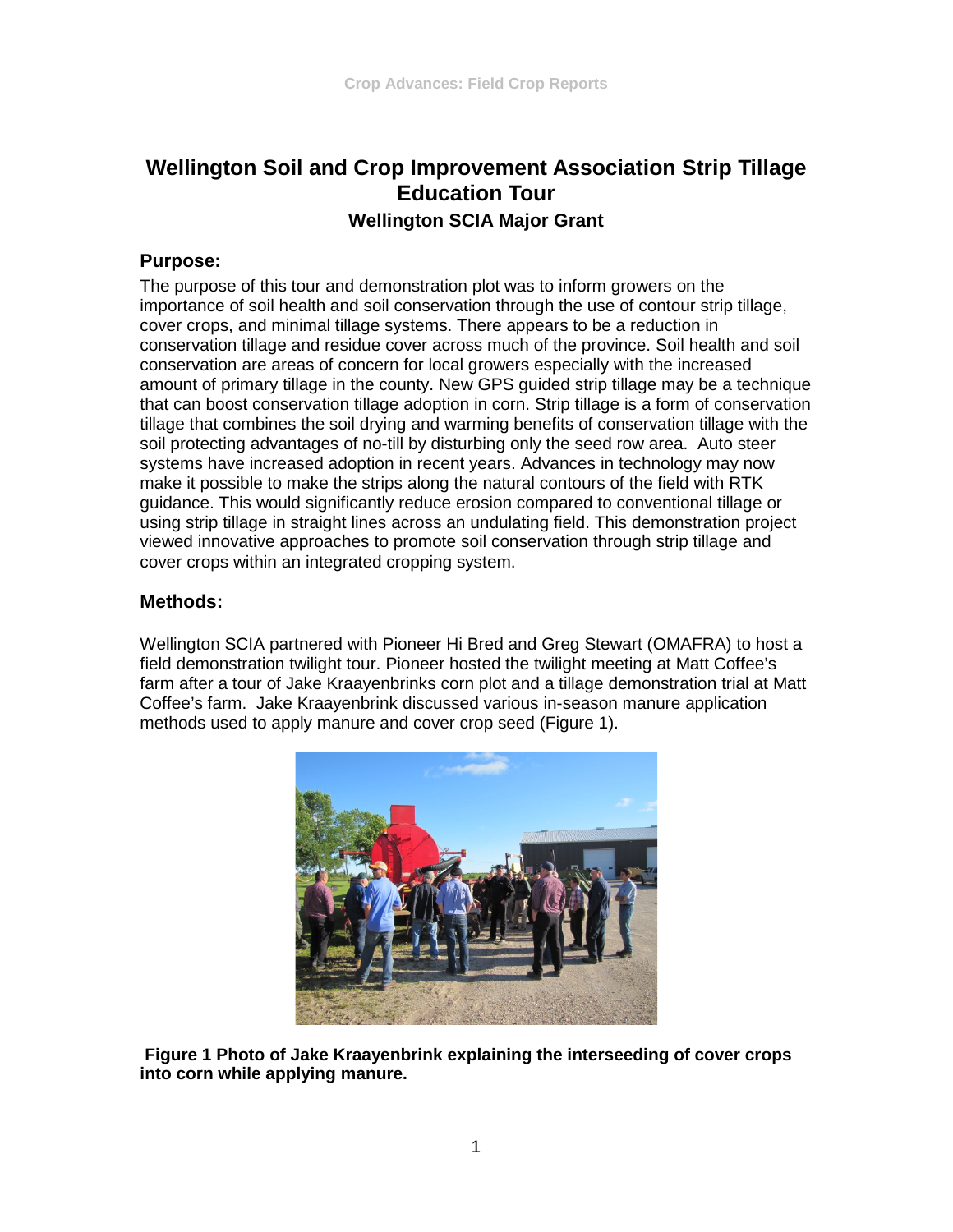# Wellington Soil and Crop Improvement Association Strip Tillage Education Tour

### Wellington SCIA Major Grant

## Purpose:

The purpose of this tour and demonstration plot was to inform growers on the importance of soil health and soil conservation through the use of contour strip tillage, cover crops, and minimal tillage systems. There appears to be a reduction in conservation tillage and residue cover across much of the province. Soil health and soil conservation are areas of concern for local growers especially with the increased amount of primary tillage in the county. New GPS guided strip tillage may be a technique that can boost conservation tillage adoption in corn. Strip tillage is a form of conservation tillage that combines the soil drying and warming benefits of conservation tillage with the soil protecting advantages of no-till by disturbing only the seed row area. Auto steer systems have increased adoption in recent years. Advances in technology may now make it possible to make the strips along the natural contours of the field with RTK guidance. This would significantly reduce erosion compared to conventional tillage or using strip tillage in straight lines across an undulating field. This demonstration project viewed innovative approaches to promote soil conservation through strip tillage and cover crops within an integrated cropping system.

## Methods:

Wellington SCIA partnered with Pioneer Hi Bred and Greg Stewart (OMAFRA) to host a field demonstration twilight tour. Pioneer hosted the twilight meeting at Matt Coffee's farm after a tour of Jake Kraayenbrinks corn plot and a tillage demonstration trial at Matt Coffee's farm. Jake Kraayenbrink discussed various in-season manure application methods used to apply manure and cover crop seed (Figure 1).

**Figure 1 Photo of Jake Kraayenbrink explaining the interseeding of cover crops into corn while applying manure.**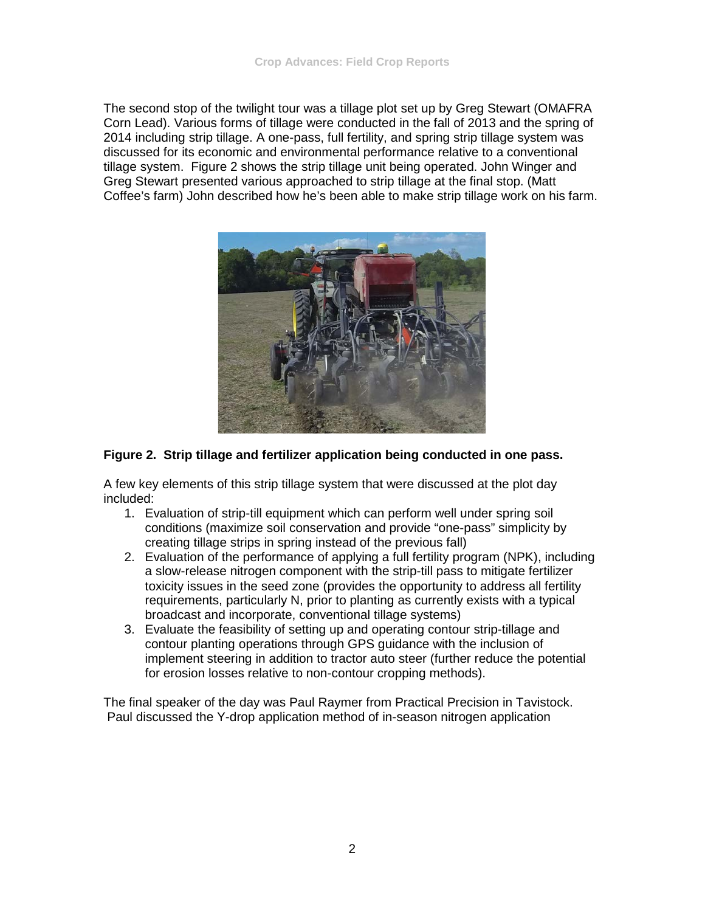The second stop of the twilight tour was a tillage plot set up by Greg Stewart (OMAFRA Corn Lead). Various forms of tillage were conducted in the fall of 2013 and the spring of 2014 including strip tillage. A one-pass, full fertility, and spring strip tillage system was discussed for its economic and environmental performance relative to a conventional tillage system. Figure 2 shows the strip tillage unit being operated. John Winger and Greg Stewart presented various approached to strip tillage at the final stop. (Matt Coffee's farm) John described how he's been able to make strip tillage work on his farm.

**Figure 2. Strip tillage and fertilizer application being conducted in one pass.**

A few key elements of this strip tillage system that were discussed at the plot day included:

1. Evaluation of strip-till equipment which can perform well under spring soil conditions (maximize soil conservation and provide "one-pass" simplicity by creating tillage strips in spring instead of the previous fall)
2. Evaluation of the performance of applying a full fertility program (NPK), including a slow-release nitrogen component with the strip-till pass to mitigate fertilizer toxicity issues in the seed zone (provides the opportunity to address all fertility requirements, particularly N, prior to planting as currently exists with a typical broadcast and incorporate, conventional tillage systems)
3. Evaluate the feasibility of setting up and operating contour strip-tillage and contour planting operations through GPS guidance with the inclusion of implement steering in addition to tractor auto steer (further reduce the potential for erosion losses relative to non-contour cropping methods).

The final speaker of the day was Paul Raymer from Practical Precision in Tavistock. Paul discussed the Y-drop application method of in-season nitrogen application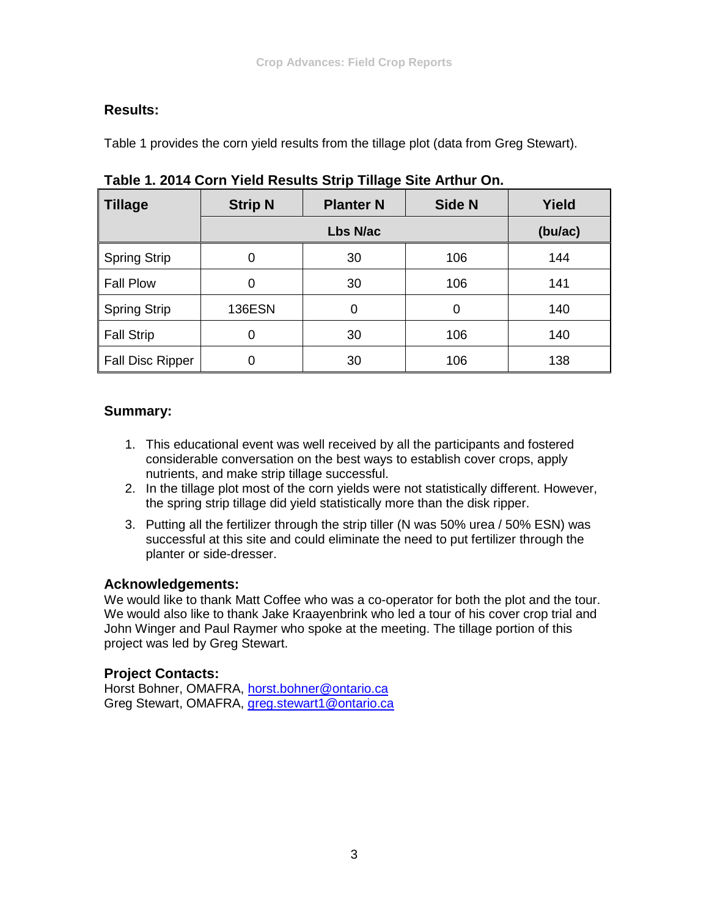## Results:

Table 1 provides the corn yield results from the tillage plot (data from Greg Stewart).

**Table 1. 2014 Corn Yield Results Strip Tillage Site Arthur On.**

| Tillage | Strip N | Planter N | Side N | Yield |
|---|---|---|---|---|
| | Lbs N/ac | | | (bu/ac) |
| Spring Strip | 0 | 30 | 106 | 144 |
| Fall Plow | 0 | 30 | 106 | 141 |
| Spring Strip | 136ESN | 0 | 0 | 140 |
| Fall Strip | 0 | 30 | 106 | 140 |
| Fall Disc Ripper | 0 | 30 | 106 | 138 |

## Summary:

1. This educational event was well received by all the participants and fostered considerable conversation on the best ways to establish cover crops, apply nutrients, and make strip tillage successful.
2. In the tillage plot most of the corn yields were not statistically different. However, the spring strip tillage did yield statistically more than the disk ripper.
3. Putting all the fertilizer through the strip tiller (N was 50% urea / 50% ESN) was successful at this site and could eliminate the need to put fertilizer through the planter or side-dresser.

## Acknowledgements:

We would like to thank Matt Coffee who was a co-operator for both the plot and the tour. We would also like to thank Jake Kraayenbrink who led a tour of his cover crop trial and John Winger and Paul Raymer who spoke at the meeting. The tillage portion of this project was led by Greg Stewart.

## Project Contacts:

Horst Bohner, OMAFRA, horst.bohner@ontario.ca
Greg Stewart, OMAFRA, greg.stewart1@ontario.ca